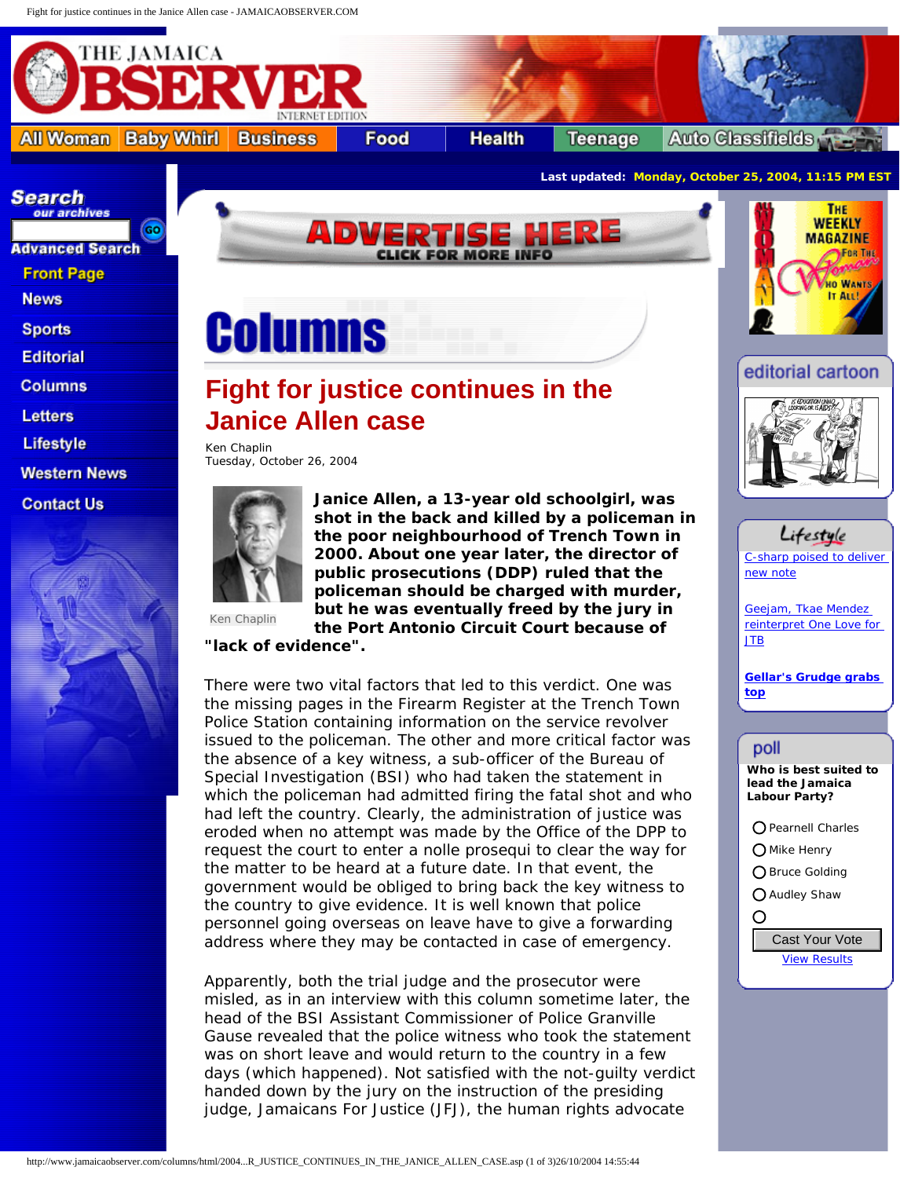# Fight for justice continues in the Janice Allen case

Ken Chaplin
Tuesday, October 26, 2004

Ken Chaplin

**Janice Allen, a 13-year old schoolgirl, was shot in the back and killed by a policeman in the poor neighbourhood of Trench Town in 2000. About one year later, the director of public prosecutions (DDP) ruled that the policeman should be charged with murder, but he was eventually freed by the jury in the Port Antonio Circuit Court because of "lack of evidence".**

There were two vital factors that led to this verdict. One was the missing pages in the Firearm Register at the Trench Town Police Station containing information on the service revolver issued to the policeman. The other and more critical factor was the absence of a key witness, a sub-officer of the Bureau of Special Investigation (BSI) who had taken the statement in which the policeman had admitted firing the fatal shot and who had left the country. Clearly, the administration of justice was eroded when no attempt was made by the Office of the DPP to request the court to enter a nolle prosequi to clear the way for the matter to be heard at a future date. In that event, the government would be obliged to bring back the key witness to the country to give evidence. It is well known that police personnel going overseas on leave have to give a forwarding address where they may be contacted in case of emergency.

Apparently, both the trial judge and the prosecutor were misled, as in an interview with this column sometime later, the head of the BSI Assistant Commissioner of Police Granville Gause revealed that the police witness who took the statement was on short leave and would return to the country in a few days (which happened). Not satisfied with the not-guilty verdict handed down by the jury on the instruction of the presiding judge, Jamaicans For Justice (JFJ), the human rights advocate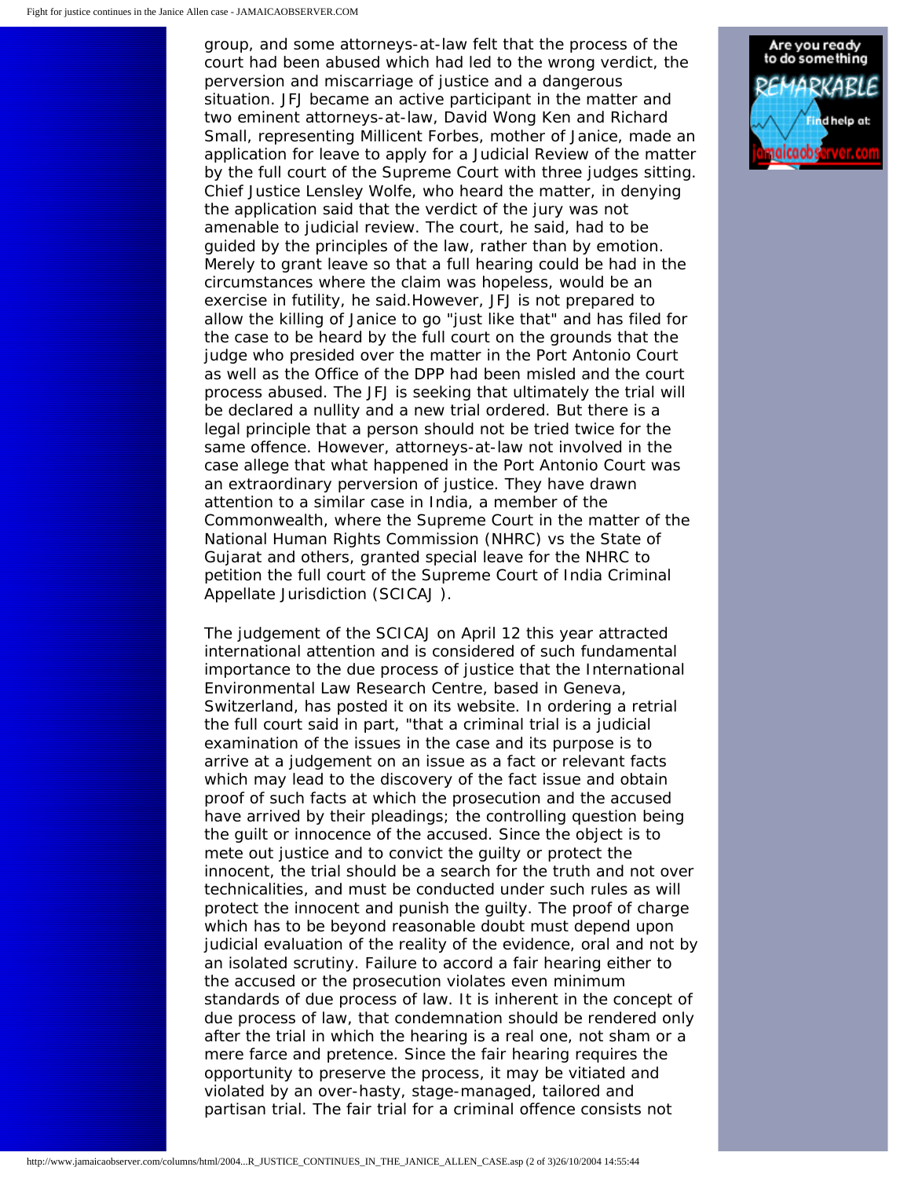group, and some attorneys-at-law felt that the process of the court had been abused which had led to the wrong verdict, the perversion and miscarriage of justice and a dangerous situation. JFJ became an active participant in the matter and two eminent attorneys-at-law, David Wong Ken and Richard Small, representing Millicent Forbes, mother of Janice, made an application for leave to apply for a Judicial Review of the matter by the full court of the Supreme Court with three judges sitting. Chief Justice Lensley Wolfe, who heard the matter, in denying the application said that the verdict of the jury was not amenable to judicial review. The court, he said, had to be guided by the principles of the law, rather than by emotion. Merely to grant leave so that a full hearing could be had in the circumstances where the claim was hopeless, would be an exercise in futility, he said.However, JFJ is not prepared to allow the killing of Janice to go "just like that" and has filed for the case to be heard by the full court on the grounds that the judge who presided over the matter in the Port Antonio Court as well as the Office of the DPP had been misled and the court process abused. The JFJ is seeking that ultimately the trial will be declared a nullity and a new trial ordered. But there is a legal principle that a person should not be tried twice for the same offence. However, attorneys-at-law not involved in the case allege that what happened in the Port Antonio Court was an extraordinary perversion of justice. They have drawn attention to a similar case in India, a member of the Commonwealth, where the Supreme Court in the matter of the National Human Rights Commission (NHRC) vs the State of Gujarat and others, granted special leave for the NHRC to petition the full court of the Supreme Court of India Criminal Appellate Jurisdiction (SCICAJ ).

The judgement of the SCICAJ on April 12 this year attracted international attention and is considered of such fundamental importance to the due process of justice that the International Environmental Law Research Centre, based in Geneva, Switzerland, has posted it on its website. In ordering a retrial the full court said in part, "that a criminal trial is a judicial examination of the issues in the case and its purpose is to arrive at a judgement on an issue as a fact or relevant facts which may lead to the discovery of the fact issue and obtain proof of such facts at which the prosecution and the accused have arrived by their pleadings; the controlling question being the guilt or innocence of the accused. Since the object is to mete out justice and to convict the guilty or protect the innocent, the trial should be a search for the truth and not over technicalities, and must be conducted under such rules as will protect the innocent and punish the guilty. The proof of charge which has to be beyond reasonable doubt must depend upon judicial evaluation of the reality of the evidence, oral and not by an isolated scrutiny. Failure to accord a fair hearing either to the accused or the prosecution violates even minimum standards of due process of law. It is inherent in the concept of due process of law, that condemnation should be rendered only after the trial in which the hearing is a real one, not sham or a mere farce and pretence. Since the fair hearing requires the opportunity to preserve the process, it may be vitiated and violated by an over-hasty, stage-managed, tailored and partisan trial. The fair trial for a criminal offence consists not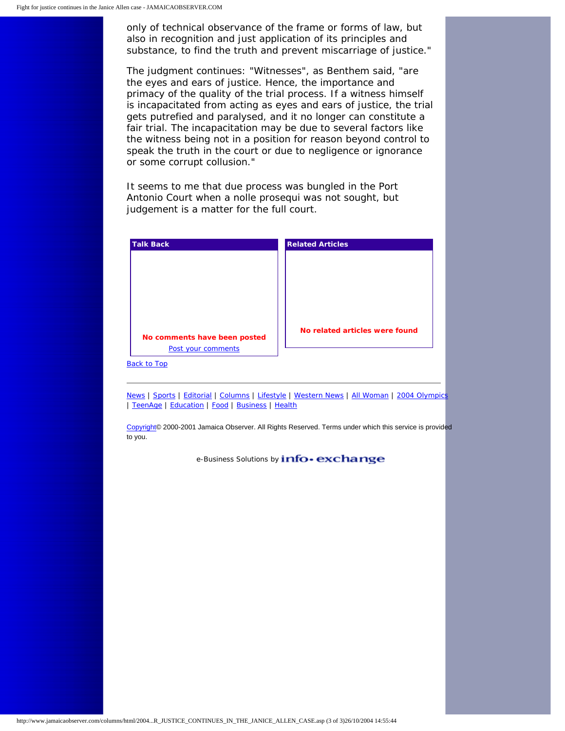only of technical observance of the frame or forms of law, but also in recognition and just application of its principles and substance, to find the truth and prevent miscarriage of justice."

The judgment continues: "Witnesses", as Benthem said, "are the eyes and ears of justice. Hence, the importance and primacy of the quality of the trial process. If a witness himself is incapacitated from acting as eyes and ears of justice, the trial gets putrefied and paralysed, and it no longer can constitute a fair trial. The incapacitation may be due to several factors like the witness being not in a position for reason beyond control to speak the truth in the court or due to negligence or ignorance or some corrupt collusion."

It seems to me that due process was bungled in the Port Antonio Court when a nolle prosequi was not sought, but judgement is a matter for the full court.

**Talk Back**

**No comments have been posted**

Post your comments

**Related Articles**

**No related articles were found**

Back to Top

News | Sports | Editorial | Columns | Lifestyle | Western News | All Woman | 2004 Olympics | TeenAge | Education | Food | Business | Health

Copyright© 2000-2001 Jamaica Observer. All Rights Reserved. Terms under which this service is provided to you.

e-Business Solutions by info• exchange